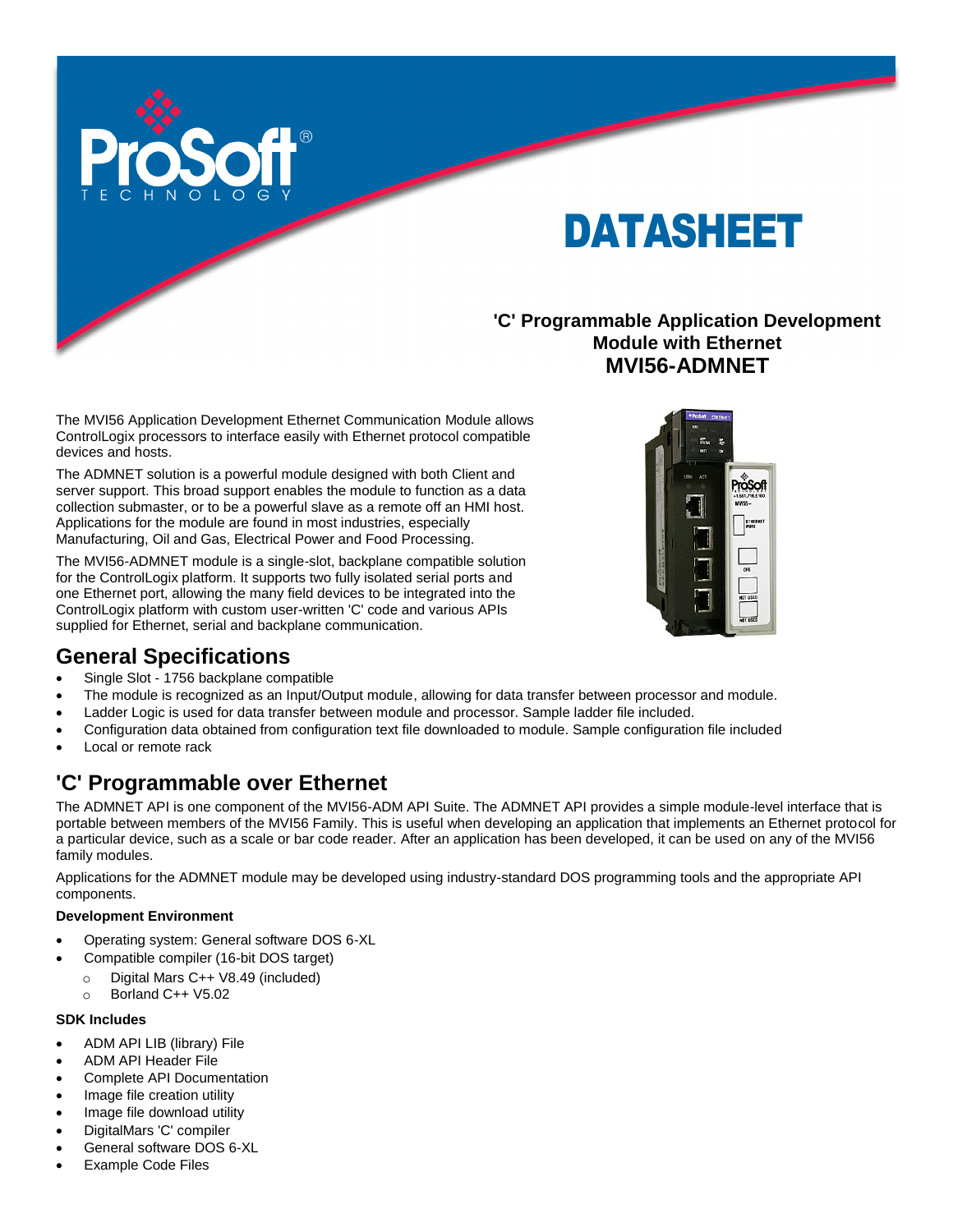# DATASHEET

## 'C' Programmable Application Development Module with Ethernet

## MVI56-ADMNET

The MVI56 Application Development Ethernet Communication Module allows ControlLogix processors to interface easily with Ethernet protocol compatible devices and hosts.

The ADMNET solution is a powerful module designed with both Client and server support. This broad support enables the module to function as a data collection submaster, or to be a powerful slave as a remote off an HMI host. Applications for the module are found in most industries, especially Manufacturing, Oil and Gas, Electrical Power and Food Processing.

The MVI56-ADMNET module is a single-slot, backplane compatible solution for the ControlLogix platform. It supports two fully isolated serial ports and one Ethernet port, allowing the many field devices to be integrated into the ControlLogix platform with custom user-written 'C' code and various APIs supplied for Ethernet, serial and backplane communication.

## General Specifications

- Single Slot - 1756 backplane compatible
- The module is recognized as an Input/Output module, allowing for data transfer between processor and module.
- Ladder Logic is used for data transfer between module and processor. Sample ladder file included.
- Configuration data obtained from configuration text file downloaded to module. Sample configuration file included
- Local or remote rack

## 'C' Programmable over Ethernet

The ADMNET API is one component of the MVI56-ADM API Suite. The ADMNET API provides a simple module-level interface that is portable between members of the MVI56 Family. This is useful when developing an application that implements an Ethernet protocol for a particular device, such as a scale or bar code reader. After an application has been developed, it can be used on any of the MVI56 family modules.

Applications for the ADMNET module may be developed using industry-standard DOS programming tools and the appropriate API components.

### Development Environment

- Operating system: General software DOS 6-XL
- Compatible compiler (16-bit DOS target)
  - Digital Mars C++ V8.49 (included)
  - Borland C++ V5.02

### SDK Includes

- ADM API LIB (library) File
- ADM API Header File
- Complete API Documentation
- Image file creation utility
- Image file download utility
- DigitalMars 'C' compiler
- General software DOS 6-XL
- Example Code Files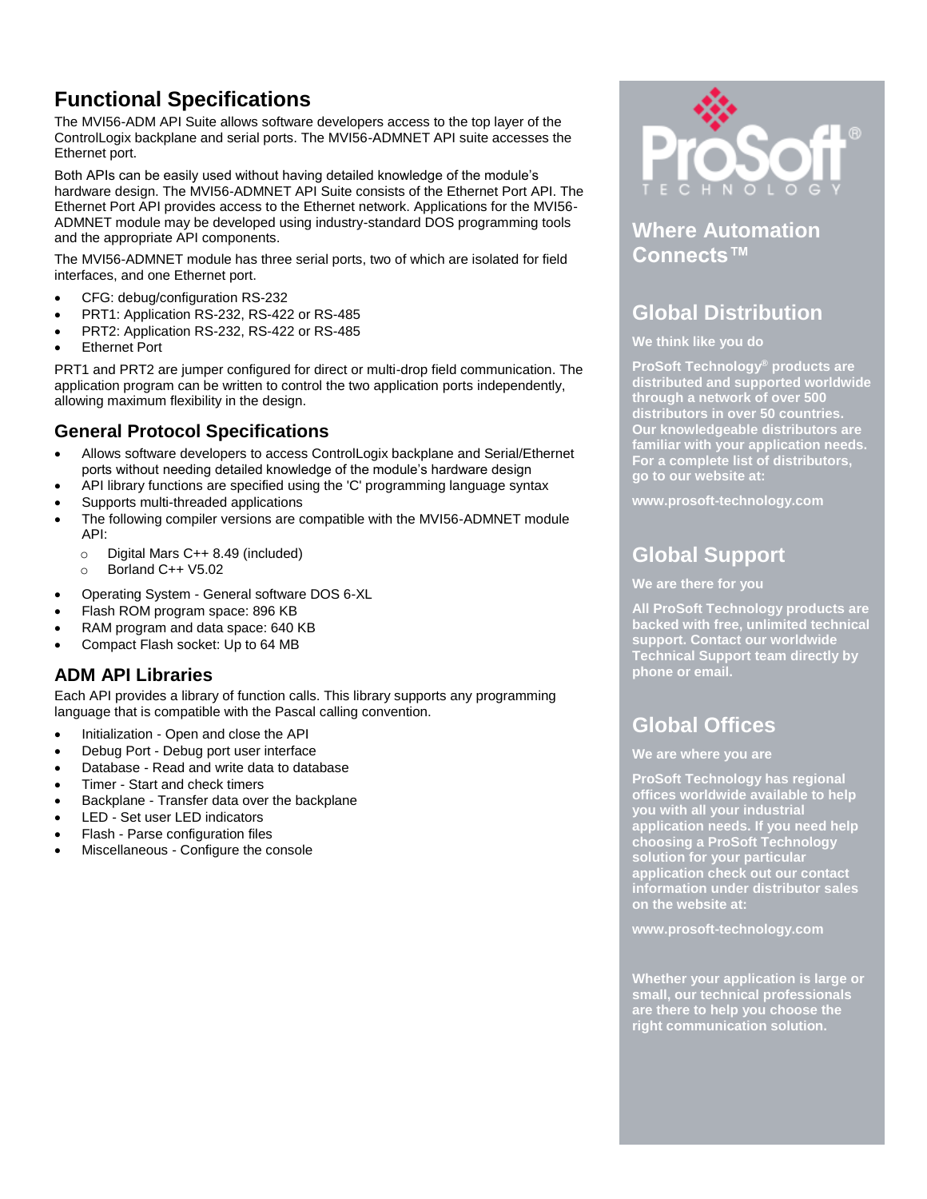## Functional Specifications

The MVI56-ADM API Suite allows software developers access to the top layer of the ControlLogix backplane and serial ports. The MVI56-ADMNET API suite accesses the Ethernet port.

Both APIs can be easily used without having detailed knowledge of the module's hardware design. The MVI56-ADMNET API Suite consists of the Ethernet Port API. The Ethernet Port API provides access to the Ethernet network. Applications for the MVI56-ADMNET module may be developed using industry-standard DOS programming tools and the appropriate API components.

The MVI56-ADMNET module has three serial ports, two of which are isolated for field interfaces, and one Ethernet port.

- CFG: debug/configuration RS-232
- PRT1: Application RS-232, RS-422 or RS-485
- PRT2: Application RS-232, RS-422 or RS-485
- Ethernet Port

PRT1 and PRT2 are jumper configured for direct or multi-drop field communication. The application program can be written to control the two application ports independently, allowing maximum flexibility in the design.

### General Protocol Specifications

- Allows software developers to access ControlLogix backplane and Serial/Ethernet ports without needing detailed knowledge of the module's hardware design
- API library functions are specified using the 'C' programming language syntax
- Supports multi-threaded applications
- The following compiler versions are compatible with the MVI56-ADMNET module API:
  - Digital Mars C++ 8.49 (included)
  - Borland C++ V5.02
- Operating System - General software DOS 6-XL
- Flash ROM program space: 896 KB
- RAM program and data space: 640 KB
- Compact Flash socket: Up to 64 MB

### ADM API Libraries

Each API provides a library of function calls. This library supports any programming language that is compatible with the Pascal calling convention.

- Initialization - Open and close the API
- Debug Port - Debug port user interface
- Database - Read and write data to database
- Timer - Start and check timers
- Backplane - Transfer data over the backplane
- LED - Set user LED indicators
- Flash - Parse configuration files
- Miscellaneous - Configure the console

ProSoft TECHNOLOGY

## Where Automation Connects™

## Global Distribution

**We think like you do**

**ProSoft Technology® products are distributed and supported worldwide through a network of over 500 distributors in over 50 countries. Our knowledgeable distributors are familiar with your application needs. For a complete list of distributors, go to our website at:**

**www.prosoft-technology.com**

## Global Support

**We are there for you**

**All ProSoft Technology products are backed with free, unlimited technical support. Contact our worldwide Technical Support team directly by phone or email.**

## Global Offices

**We are where you are**

**ProSoft Technology has regional offices worldwide available to help you with all your industrial application needs. If you need help choosing a ProSoft Technology solution for your particular application check out our contact information under distributor sales on the website at:**

**www.prosoft-technology.com**

**Whether your application is large or small, our technical professionals are there to help you choose the right communication solution.**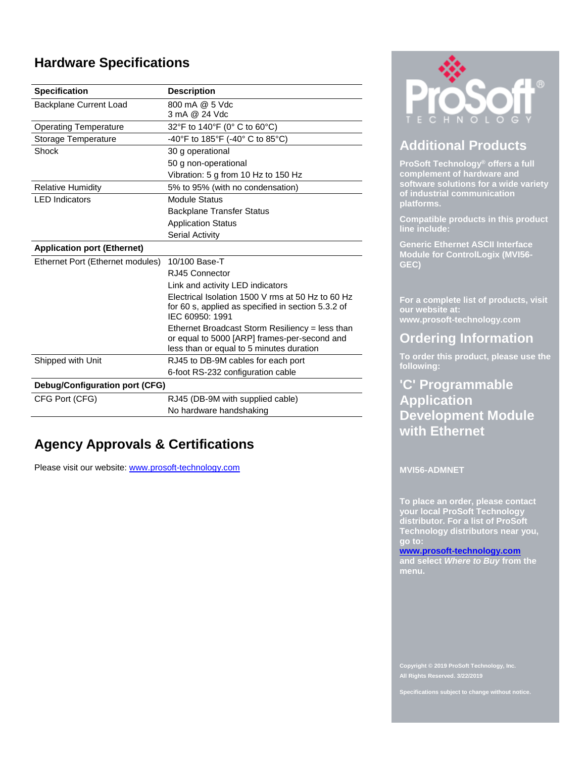## Hardware Specifications

| Specification | Description |
|---|---|
| Backplane Current Load | 800 mA @ 5 Vdc<br>3 mA @ 24 Vdc |
| Operating Temperature | 32°F to 140°F (0° C to 60°C) |
| Storage Temperature | -40°F to 185°F (-40° C to 85°C) |
| Shock | 30 g operational<br>50 g non-operational<br>Vibration: 5 g from 10 Hz to 150 Hz |
| Relative Humidity | 5% to 95% (with no condensation) |
| LED Indicators | Module Status<br>Backplane Transfer Status<br>Application Status<br>Serial Activity |
| **Application port (Ethernet)** | |
| Ethernet Port (Ethernet modules) | 10/100 Base-T<br>RJ45 Connector<br>Link and activity LED indicators<br>Electrical Isolation 1500 V rms at 50 Hz to 60 Hz for 60 s, applied as specified in section 5.3.2 of IEC 60950: 1991<br>Ethernet Broadcast Storm Resiliency = less than or equal to 5000 [ARP] frames-per-second and less than or equal to 5 minutes duration |
| Shipped with Unit | RJ45 to DB-9M cables for each port<br>6-foot RS-232 configuration cable |
| **Debug/Configuration port (CFG)** | |
| CFG Port (CFG) | RJ45 (DB-9M with supplied cable)<br>No hardware handshaking |

## Agency Approvals & Certifications

Please visit our website: www.prosoft-technology.com

ProSoft TECHNOLOGY®

## Additional Products

**ProSoft Technology® offers a full complement of hardware and software solutions for a wide variety of industrial communication platforms.**

**Compatible products in this product line include:**

**Generic Ethernet ASCII Interface Module for ControlLogix (MVI56-GEC)**

**For a complete list of products, visit our website at: www.prosoft-technology.com**

## Ordering Information

**To order this product, please use the following:**

## 'C' Programmable Application Development Module with Ethernet

**MVI56-ADMNET**

**To place an order, please contact your local ProSoft Technology distributor. For a list of ProSoft Technology distributors near you, go to: www.prosoft-technology.com and select *Where to Buy* from the menu.**

Copyright © 2019 ProSoft Technology, Inc. All Rights Reserved. 3/22/2019

Specifications subject to change without notice.